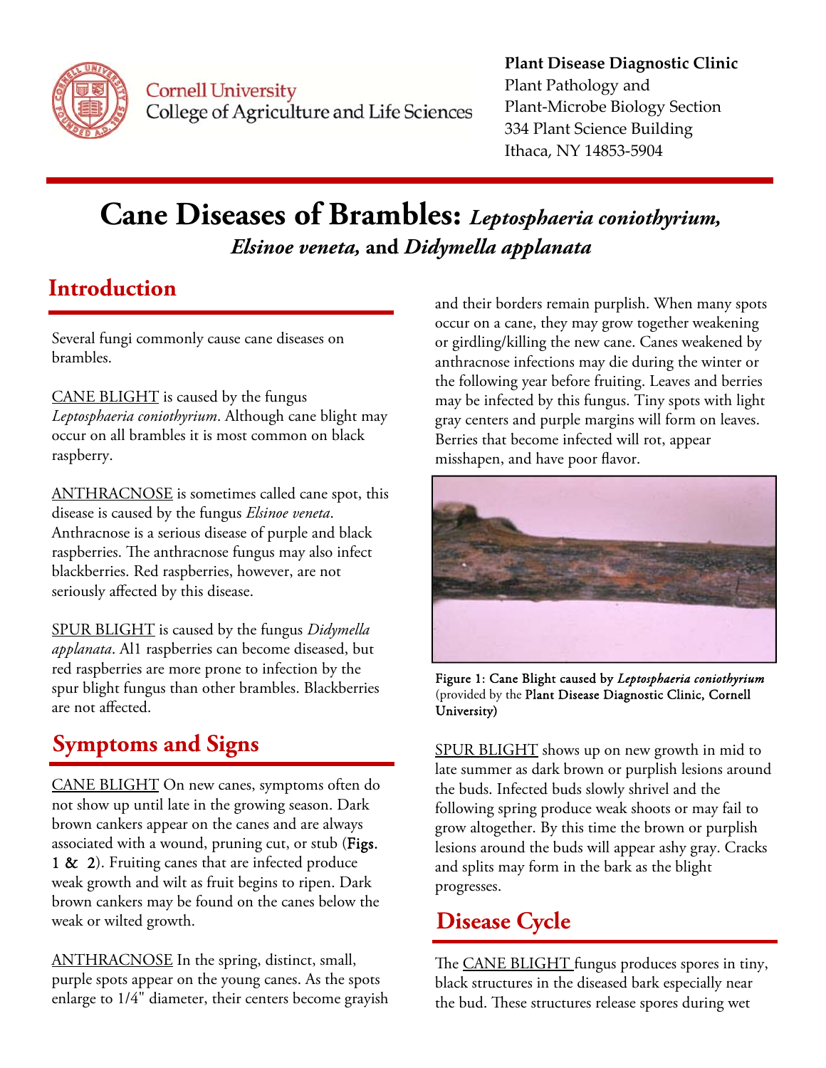**Plant Disease Diagnostic Clinic**
Plant Pathology and
Plant-Microbe Biology Section
334 Plant Science Building
Ithaca, NY 14853-5904

# Cane Diseases of Brambles: *Leptosphaeria coniothyrium, Elsinoe veneta,* and *Didymella applanata*

## Introduction

Several fungi commonly cause cane diseases on brambles.

CANE BLIGHT is caused by the fungus *Leptosphaeria coniothyrium*. Although cane blight may occur on all brambles it is most common on black raspberry.

ANTHRACNOSE is sometimes called cane spot, this disease is caused by the fungus *Elsinoe veneta*. Anthracnose is a serious disease of purple and black raspberries. The anthracnose fungus may also infect blackberries. Red raspberries, however, are not seriously affected by this disease.

SPUR BLIGHT is caused by the fungus *Didymella applanata*. All raspberries can become diseased, but red raspberries are more prone to infection by the spur blight fungus than other brambles. Blackberries are not affected.

## Symptoms and Signs

CANE BLIGHT On new canes, symptoms often do not show up until late in the growing season. Dark brown cankers appear on the canes and are always associated with a wound, pruning cut, or stub (**Figs. 1 & 2**). Fruiting canes that are infected produce weak growth and wilt as fruit begins to ripen. Dark brown cankers may be found on the canes below the weak or wilted growth.

ANTHRACNOSE In the spring, distinct, small, purple spots appear on the young canes. As the spots enlarge to 1/4" diameter, their centers become grayish and their borders remain purplish. When many spots occur on a cane, they may grow together weakening or girdling/killing the new cane. Canes weakened by anthracnose infections may die during the winter or the following year before fruiting. Leaves and berries may be infected by this fungus. Tiny spots with light gray centers and purple margins will form on leaves. Berries that become infected will rot, appear misshapen, and have poor flavor.

**Figure 1: Cane Blight caused by *Leptosphaeria coniothyrium*** (provided by the **Plant Disease Diagnostic Clinic, Cornell University)**

SPUR BLIGHT shows up on new growth in mid to late summer as dark brown or purplish lesions around the buds. Infected buds slowly shrivel and the following spring produce weak shoots or may fail to grow altogether. By this time the brown or purplish lesions around the buds will appear ashy gray. Cracks and splits may form in the bark as the blight progresses.

## Disease Cycle

The CANE BLIGHT fungus produces spores in tiny, black structures in the diseased bark especially near the bud. These structures release spores during wet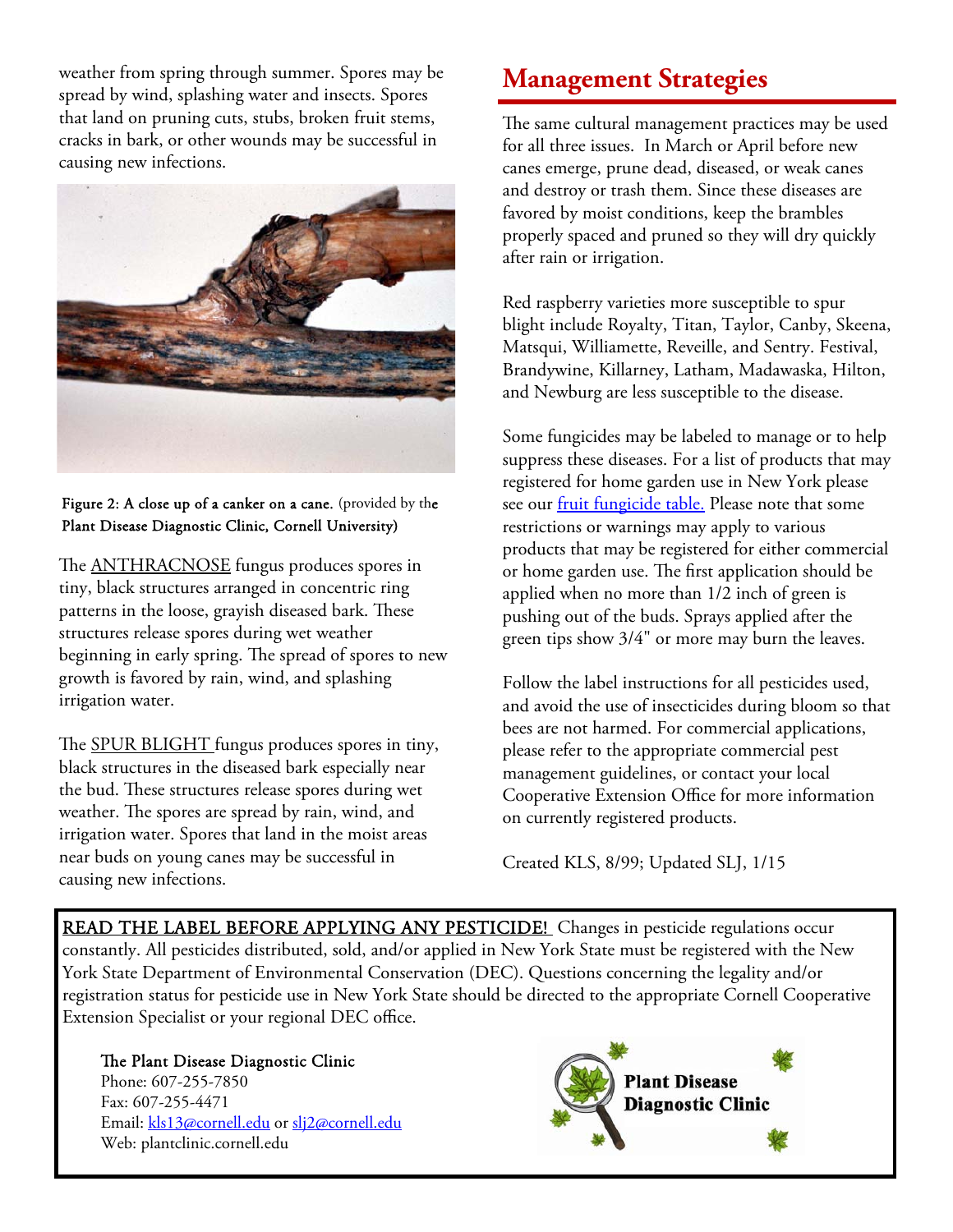weather from spring through summer. Spores may be spread by wind, splashing water and insects. Spores that land on pruning cuts, stubs, broken fruit stems, cracks in bark, or other wounds may be successful in causing new infections.

**Figure 2: A close up of a canker on a cane.** (provided by the Plant Disease Diagnostic Clinic, Cornell University)

The ANTHRACNOSE fungus produces spores in tiny, black structures arranged in concentric ring patterns in the loose, grayish diseased bark. These structures release spores during wet weather beginning in early spring. The spread of spores to new growth is favored by rain, wind, and splashing irrigation water.

The SPUR BLIGHT fungus produces spores in tiny, black structures in the diseased bark especially near the bud. These structures release spores during wet weather. The spores are spread by rain, wind, and irrigation water. Spores that land in the moist areas near buds on young canes may be successful in causing new infections.

## Management Strategies

The same cultural management practices may be used for all three issues. In March or April before new canes emerge, prune dead, diseased, or weak canes and destroy or trash them. Since these diseases are favored by moist conditions, keep the brambles properly spaced and pruned so they will dry quickly after rain or irrigation.

Red raspberry varieties more susceptible to spur blight include Royalty, Titan, Taylor, Canby, Skeena, Matsqui, Williamette, Reveille, and Sentry. Festival, Brandywine, Killarney, Latham, Madawaska, Hilton, and Newburg are less susceptible to the disease.

Some fungicides may be labeled to manage or to help suppress these diseases. For a list of products that may registered for home garden use in New York please see our fruit fungicide table. Please note that some restrictions or warnings may apply to various products that may be registered for either commercial or home garden use. The first application should be applied when no more than 1/2 inch of green is pushing out of the buds. Sprays applied after the green tips show 3/4" or more may burn the leaves.

Follow the label instructions for all pesticides used, and avoid the use of insecticides during bloom so that bees are not harmed. For commercial applications, please refer to the appropriate commercial pest management guidelines, or contact your local Cooperative Extension Office for more information on currently registered products.

Created KLS, 8/99; Updated SLJ, 1/15

READ THE LABEL BEFORE APPLYING ANY PESTICIDE! Changes in pesticide regulations occur constantly. All pesticides distributed, sold, and/or applied in New York State must be registered with the New York State Department of Environmental Conservation (DEC). Questions concerning the legality and/or registration status for pesticide use in New York State should be directed to the appropriate Cornell Cooperative Extension Specialist or your regional DEC office.

The Plant Disease Diagnostic Clinic
Phone: 607-255-7850
Fax: 607-255-4471
Email: kls13@cornell.edu or slj2@cornell.edu
Web: plantclinic.cornell.edu

Plant Disease Diagnostic Clinic